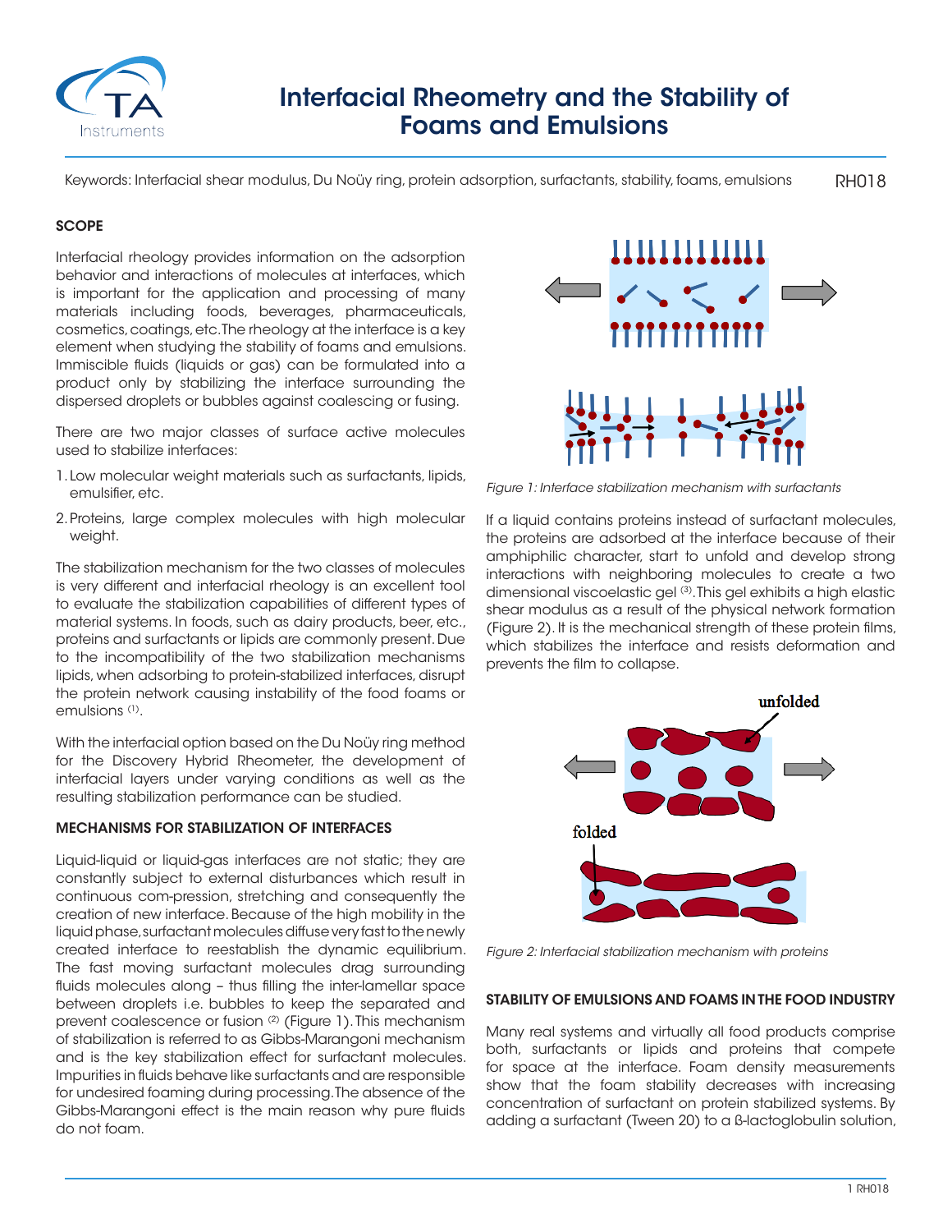# Interfacial Rheometry and the Stability of Foams and Emulsions

Keywords: Interfacial shear modulus, Du Noüy ring, protein adsorption, surfactants, stability, foams, emulsions

RH018

## SCOPE

Interfacial rheology provides information on the adsorption behavior and interactions of molecules at interfaces, which is important for the application and processing of many materials including foods, beverages, pharmaceuticals, cosmetics, coatings, etc. The rheology at the interface is a key element when studying the stability of foams and emulsions. Immiscible fluids (liquids or gas) can be formulated into a product only by stabilizing the interface surrounding the dispersed droplets or bubbles against coalescing or fusing.

There are two major classes of surface active molecules used to stabilize interfaces:

1. Low molecular weight materials such as surfactants, lipids, emulsifier, etc.
2. Proteins, large complex molecules with high molecular weight.

The stabilization mechanism for the two classes of molecules is very different and interfacial rheology is an excellent tool to evaluate the stabilization capabilities of different types of material systems. In foods, such as dairy products, beer, etc., proteins and surfactants or lipids are commonly present. Due to the incompatibility of the two stabilization mechanisms lipids, when adsorbing to protein-stabilized interfaces, disrupt the protein network causing instability of the food foams or emulsions [1].

With the interfacial option based on the Du Noüy ring method for the Discovery Hybrid Rheometer, the development of interfacial layers under varying conditions as well as the resulting stabilization performance can be studied.

## MECHANISMS FOR STABILIZATION OF INTERFACES

Liquid-liquid or liquid-gas interfaces are not static; they are constantly subject to external disturbances which result in continuous com-pression, stretching and consequently the creation of new interface. Because of the high mobility in the liquid phase, surfactant molecules diffuse very fast to the newly created interface to reestablish the dynamic equilibrium. The fast moving surfactant molecules drag surrounding fluids molecules along – thus filling the inter-lamellar space between droplets i.e. bubbles to keep the separated and prevent coalescence or fusion [2] (Figure 1). This mechanism of stabilization is referred to as Gibbs-Marangoni mechanism and is the key stabilization effect for surfactant molecules. Impurities in fluids behave like surfactants and are responsible for undesired foaming during processing. The absence of the Gibbs-Marangoni effect is the main reason why pure fluids do not foam.

*Figure 1: Interface stabilization mechanism with surfactants*

If a liquid contains proteins instead of surfactant molecules, the proteins are adsorbed at the interface because of their amphiphilic character, start to unfold and develop strong interactions with neighboring molecules to create a two dimensional viscoelastic gel [3]. This gel exhibits a high elastic shear modulus as a result of the physical network formation (Figure 2). It is the mechanical strength of these protein films, which stabilizes the interface and resists deformation and prevents the film to collapse.

*Figure 2: Interfacial stabilization mechanism with proteins*

## STABILITY OF EMULSIONS AND FOAMS IN THE FOOD INDUSTRY

Many real systems and virtually all food products comprise both, surfactants or lipids and proteins that compete for space at the interface. Foam density measurements show that the foam stability decreases with increasing concentration of surfactant on protein stabilized systems. By adding a surfactant (Tween 20) to a β-lactoglobulin solution,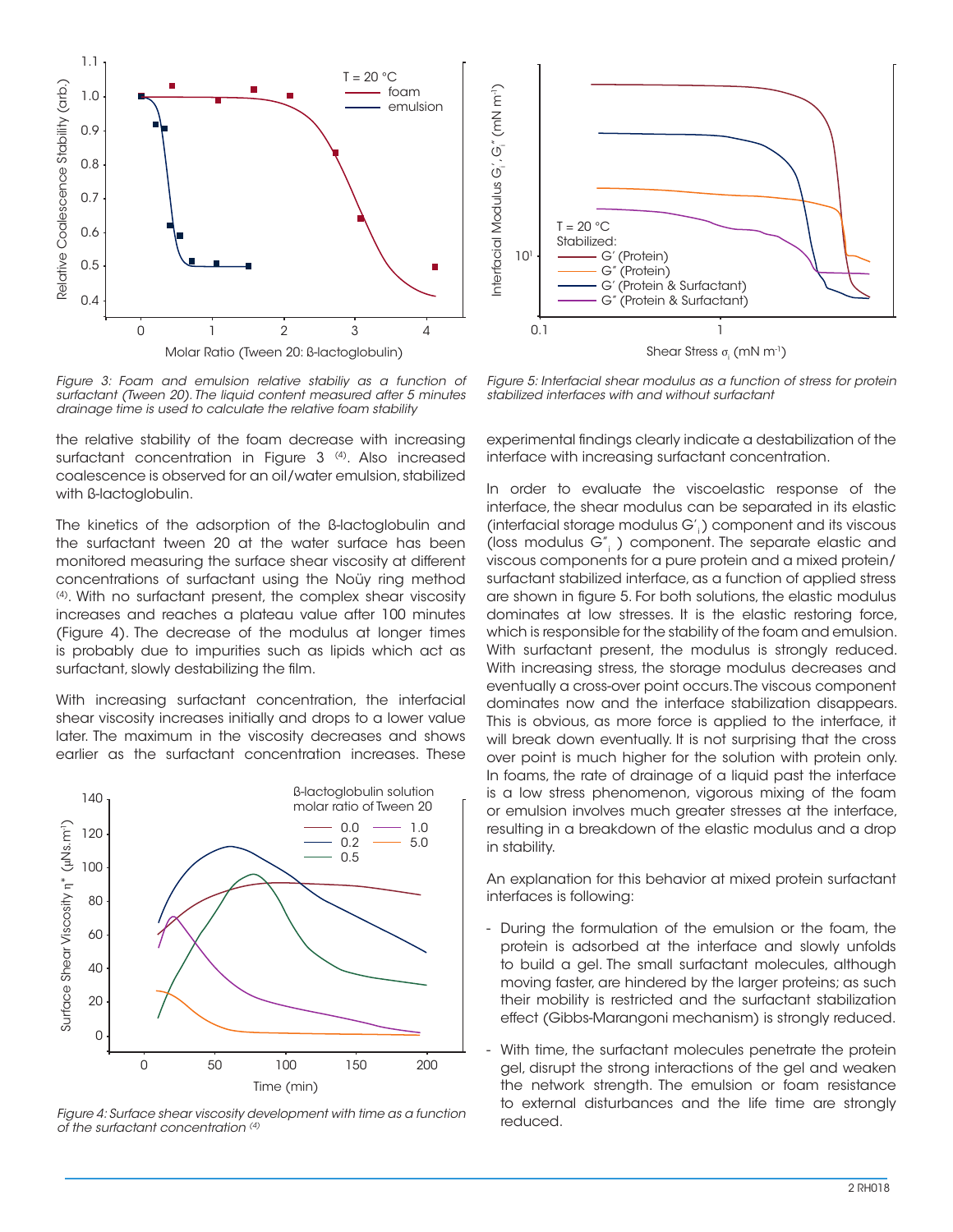*Figure 3: Foam and emulsion relative stabiliy as a function of surfactant (Tween 20). The liquid content measured after 5 minutes drainage time is used to calculate the relative foam stability*

*Figure 5: Interfacial shear modulus as a function of stress for protein stabilized interfaces with and without surfactant*

the relative stability of the foam decrease with increasing surfactant concentration in Figure 3 [4]. Also increased coalescence is observed for an oil/water emulsion, stabilized with ß-lactoglobulin.

The kinetics of the adsorption of the ß-lactoglobulin and the surfactant tween 20 at the water surface has been monitored measuring the surface shear viscosity at different concentrations of surfactant using the Noüy ring method [4]. With no surfactant present, the complex shear viscosity increases and reaches a plateau value after 100 minutes (Figure 4). The decrease of the modulus at longer times is probably due to impurities such as lipids which act as surfactant, slowly destabilizing the film.

With increasing surfactant concentration, the interfacial shear viscosity increases initially and drops to a lower value later. The maximum in the viscosity decreases and shows earlier as the surfactant concentration increases. These experimental findings clearly indicate a destabilization of the interface with increasing surfactant concentration.

*Figure 4: Surface shear viscosity development with time as a function of the surfactant concentration [4]*

In order to evaluate the viscoelastic response of the interface, the shear modulus can be separated in its elastic (interfacial storage modulus $G'_i$) component and its viscous (loss modulus $G''_i$) component. The separate elastic and viscous components for a pure protein and a mixed protein/surfactant stabilized interface, as a function of applied stress are shown in figure 5. For both solutions, the elastic modulus dominates at low stresses. It is the elastic restoring force, which is responsible for the stability of the foam and emulsion. With surfactant present, the modulus is strongly reduced. With increasing stress, the storage modulus decreases and eventually a cross-over point occurs. The viscous component dominates now and the interface stabilization disappears. This is obvious, as more force is applied to the interface, it will break down eventually. It is not surprising that the cross over point is much higher for the solution with protein only. In foams, the rate of drainage of a liquid past the interface is a low stress phenomenon, vigorous mixing of the foam or emulsion involves much greater stresses at the interface, resulting in a breakdown of the elastic modulus and a drop in stability.

An explanation for this behavior at mixed protein surfactant interfaces is following:

- During the formulation of the emulsion or the foam, the protein is adsorbed at the interface and slowly unfolds to build a gel. The small surfactant molecules, although moving faster, are hindered by the larger proteins; as such their mobility is restricted and the surfactant stabilization effect (Gibbs-Marangoni mechanism) is strongly reduced.
- With time, the surfactant molecules penetrate the protein gel, disrupt the strong interactions of the gel and weaken the network strength. The emulsion or foam resistance to external disturbances and the life time are strongly reduced.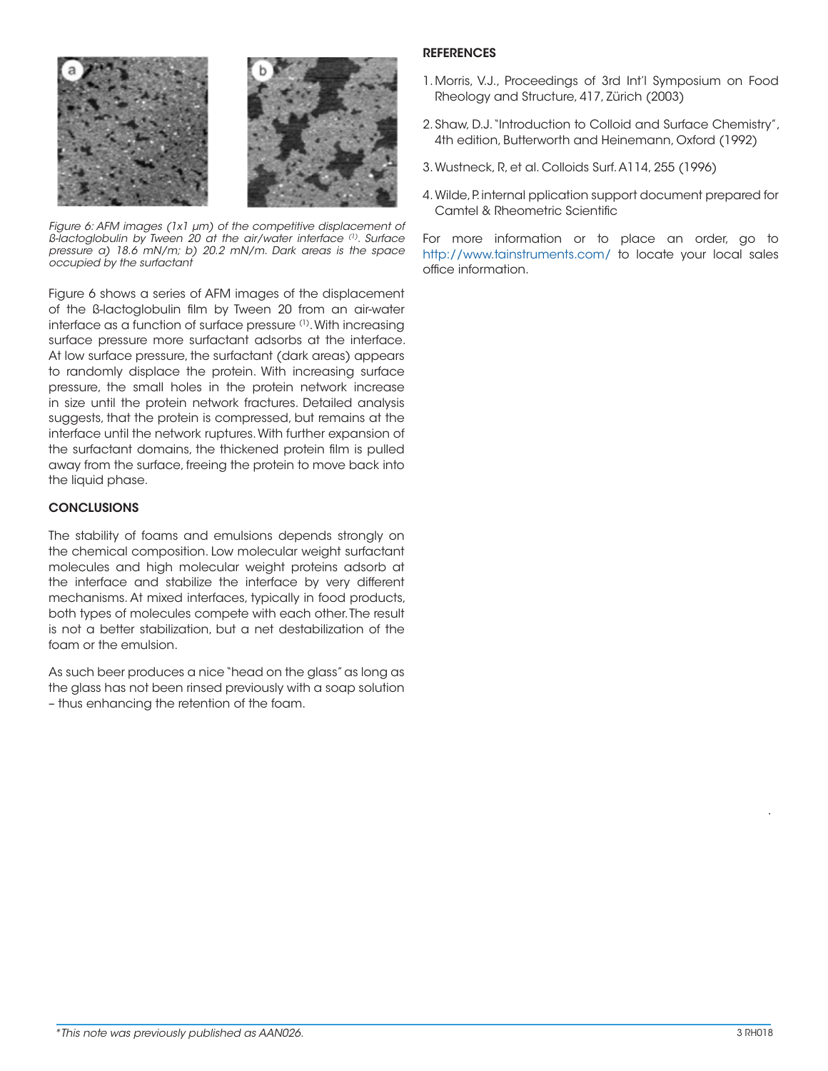Figure 6: AFM images (1x1 µm) of the competitive displacement of ß-lactoglobulin by Tween 20 at the air/water interface [1]. Surface pressure a) 18.6 mN/m; b) 20.2 mN/m. Dark areas is the space occupied by the surfactant

Figure 6 shows a series of AFM images of the displacement of the ß-lactoglobulin film by Tween 20 from an air-water interface as a function of surface pressure [1]. With increasing surface pressure more surfactant adsorbs at the interface. At low surface pressure, the surfactant (dark areas) appears to randomly displace the protein. With increasing surface pressure, the small holes in the protein network increase in size until the protein network fractures. Detailed analysis suggests, that the protein is compressed, but remains at the interface until the network ruptures. With further expansion of the surfactant domains, the thickened protein film is pulled away from the surface, freeing the protein to move back into the liquid phase.

## CONCLUSIONS

The stability of foams and emulsions depends strongly on the chemical composition. Low molecular weight surfactant molecules and high molecular weight proteins adsorb at the interface and stabilize the interface by very different mechanisms. At mixed interfaces, typically in food products, both types of molecules compete with each other. The result is not a better stabilization, but a net destabilization of the foam or the emulsion.

As such beer produces a nice "head on the glass" as long as the glass has not been rinsed previously with a soap solution – thus enhancing the retention of the foam.

## REFERENCES

1. Morris, V.J., Proceedings of 3rd Int'l Symposium on Food Rheology and Structure, 417, Zürich (2003)
2. Shaw, D.J. "Introduction to Colloid and Surface Chemistry", 4th edition, Butterworth and Heinemann, Oxford (1992)
3. Wustneck, R, et al. Colloids Surf. A114, 255 (1996)
4. Wilde, P. internal pplication support document prepared for Camtel & Rheometric Scientific

For more information or to place an order, go to http://www.tainstruments.com/ to locate your local sales office information.

*This note was previously published as AAN026.